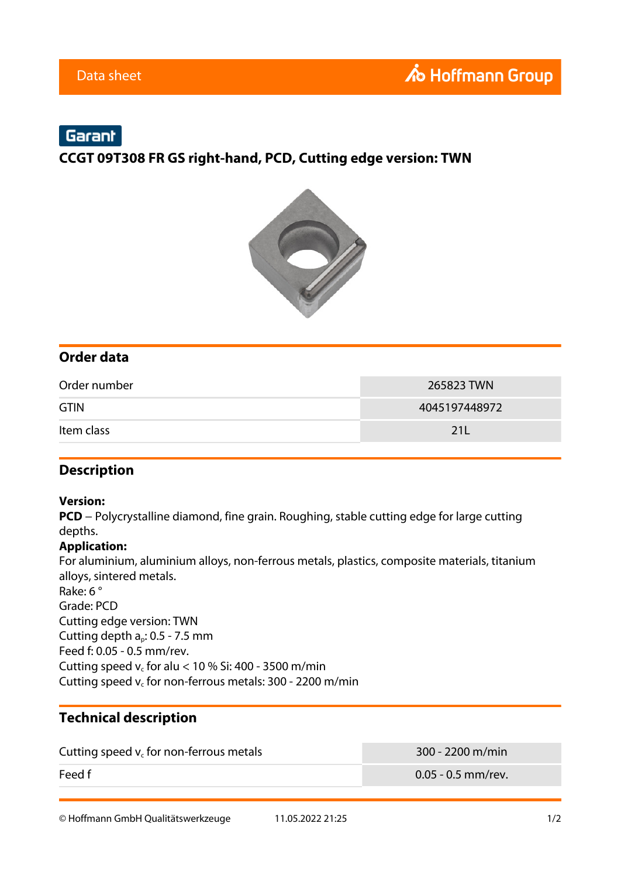Data sheet

Garant

# CCGT 09T308 FR GS right-hand, PCD, Cutting edge version: TWN

## Order data

| | |
|---|---|
| Order number | 265823 TWN |
| GTIN | 4045197448972 |
| Item class | 21L |

## Description

**Version:**
**PCD** – Polycrystalline diamond, fine grain. Roughing, stable cutting edge for large cutting depths.
**Application:**
For aluminium, aluminium alloys, non-ferrous metals, plastics, composite materials, titanium alloys, sintered metals.
Rake: 6 °
Grade: PCD
Cutting edge version: TWN
Cutting depth $a_p$: 0.5 - 7.5 mm
Feed f: 0.05 - 0.5 mm/rev.
Cutting speed $v_c$ for alu < 10 % Si: 400 - 3500 m/min
Cutting speed $v_c$ for non-ferrous metals: 300 - 2200 m/min

## Technical description

| | |
|---|---|
| Cutting speed $v_c$ for non-ferrous metals | 300 - 2200 m/min |
| Feed f | 0.05 - 0.5 mm/rev. |

© Hoffmann GmbH Qualitätswerkzeuge 11.05.2022 21:25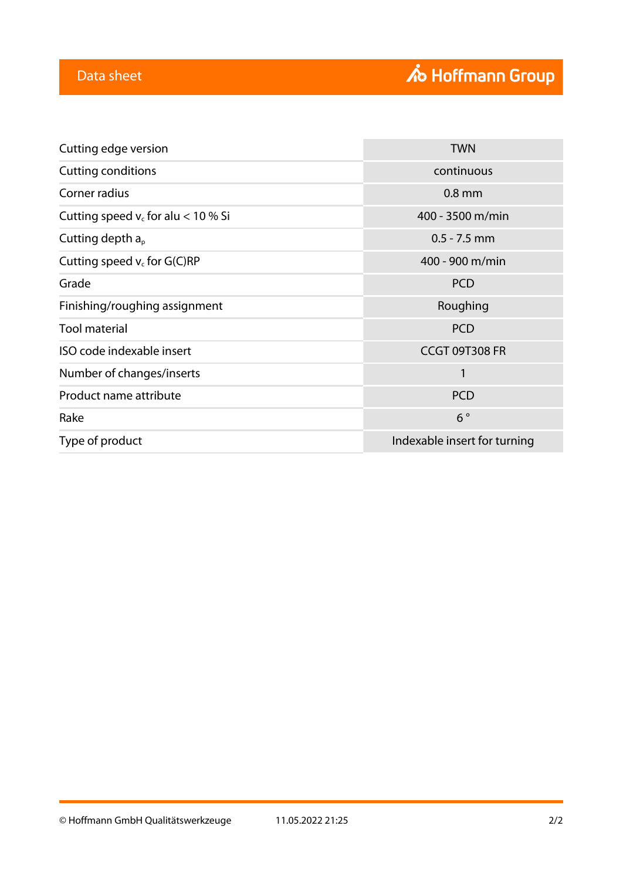| | |
|---|---|
| Cutting edge version | TWN |
| Cutting conditions | continuous |
| Corner radius | 0.8 mm |
| Cutting speed $v_c$ for alu < 10 % Si | 400 - 3500 m/min |
| Cutting depth $a_p$ | 0.5 - 7.5 mm |
| Cutting speed $v_c$ for G(C)RP | 400 - 900 m/min |
| Grade | PCD |
| Finishing/roughing assignment | Roughing |
| Tool material | PCD |
| ISO code indexable insert | CCGT 09T308 FR |
| Number of changes/inserts | 1 |
| Product name attribute | PCD |
| Rake | 6 ° |
| Type of product | Indexable insert for turning |